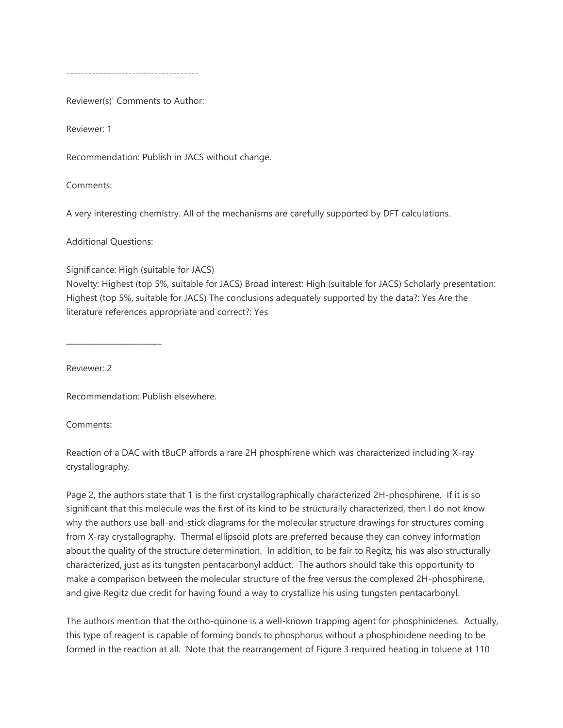------------------------------------

Reviewer(s)' Comments to Author:

Reviewer: 1

Recommendation: Publish in JACS without change.

Comments:

A very interesting chemistry. All of the mechanisms are carefully supported by DFT calculations.

Additional Questions:

Significance: High (suitable for JACS)
Novelty: Highest (top 5%, suitable for JACS) Broad interest: High (suitable for JACS) Scholarly presentation: Highest (top 5%, suitable for JACS) The conclusions adequately supported by the data?: Yes Are the literature references appropriate and correct?: Yes

________________________

Reviewer: 2

Recommendation: Publish elsewhere.

Comments:

Reaction of a DAC with tBuCP affords a rare 2H phosphirene which was characterized including X-ray crystallography.

Page 2, the authors state that 1 is the first crystallographically characterized 2H-phosphirene. If it is so significant that this molecule was the first of its kind to be structurally characterized, then I do not know why the authors use ball-and-stick diagrams for the molecular structure drawings for structures coming from X-ray crystallography. Thermal ellipsoid plots are preferred because they can convey information about the quality of the structure determination. In addition, to be fair to Regitz, his was also structurally characterized, just as its tungsten pentacarbonyl adduct. The authors should take this opportunity to make a comparison between the molecular structure of the free versus the complexed 2H-phosphirene, and give Regitz due credit for having found a way to crystallize his using tungsten pentacarbonyl.

The authors mention that the ortho-quinone is a well-known trapping agent for phosphinidenes. Actually, this type of reagent is capable of forming bonds to phosphorus without a phosphinidene needing to be formed in the reaction at all. Note that the rearrangement of Figure 3 required heating in toluene at 110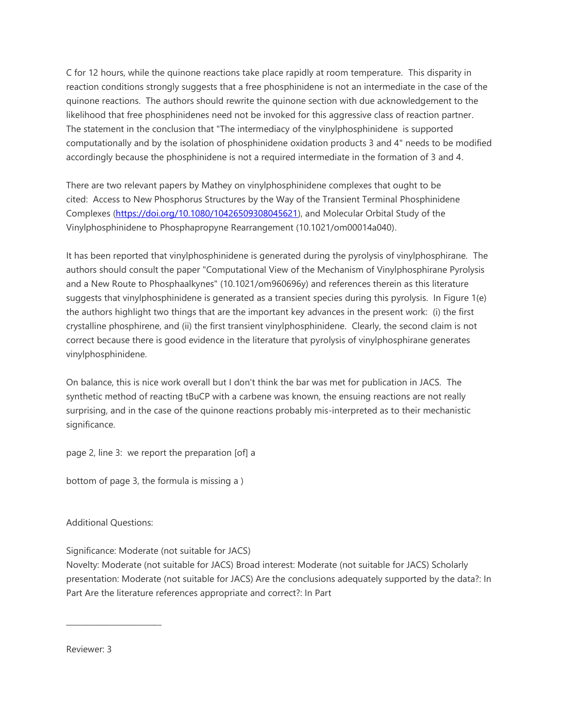C for 12 hours, while the quinone reactions take place rapidly at room temperature. This disparity in reaction conditions strongly suggests that a free phosphinidene is not an intermediate in the case of the quinone reactions. The authors should rewrite the quinone section with due acknowledgement to the likelihood that free phosphinidenes need not be invoked for this aggressive class of reaction partner. The statement in the conclusion that "The intermediacy of the vinylphosphinidene is supported computationally and by the isolation of phosphinidene oxidation products 3 and 4" needs to be modified accordingly because the phosphinidene is not a required intermediate in the formation of 3 and 4.

There are two relevant papers by Mathey on vinylphosphinidene complexes that ought to be cited: Access to New Phosphorus Structures by the Way of the Transient Terminal Phosphinidene Complexes (https://doi.org/10.1080/10426509308045621), and Molecular Orbital Study of the Vinylphosphinidene to Phosphapropyne Rearrangement (10.1021/om00014a040).

It has been reported that vinylphosphinidene is generated during the pyrolysis of vinylphosphirane. The authors should consult the paper "Computational View of the Mechanism of Vinylphosphirane Pyrolysis and a New Route to Phosphaalkynes" (10.1021/om960696y) and references therein as this literature suggests that vinylphosphinidene is generated as a transient species during this pyrolysis. In Figure 1(e) the authors highlight two things that are the important key advances in the present work: (i) the first crystalline phosphirene, and (ii) the first transient vinylphosphinidene. Clearly, the second claim is not correct because there is good evidence in the literature that pyrolysis of vinylphosphirane generates vinylphosphinidene.

On balance, this is nice work overall but I don't think the bar was met for publication in JACS. The synthetic method of reacting tBuCP with a carbene was known, the ensuing reactions are not really surprising, and in the case of the quinone reactions probably mis-interpreted as to their mechanistic significance.

page 2, line 3: we report the preparation [of] a

bottom of page 3, the formula is missing a )

Additional Questions:

Significance: Moderate (not suitable for JACS)
Novelty: Moderate (not suitable for JACS) Broad interest: Moderate (not suitable for JACS) Scholarly presentation: Moderate (not suitable for JACS) Are the conclusions adequately supported by the data?: In Part Are the literature references appropriate and correct?: In Part

---

Reviewer: 3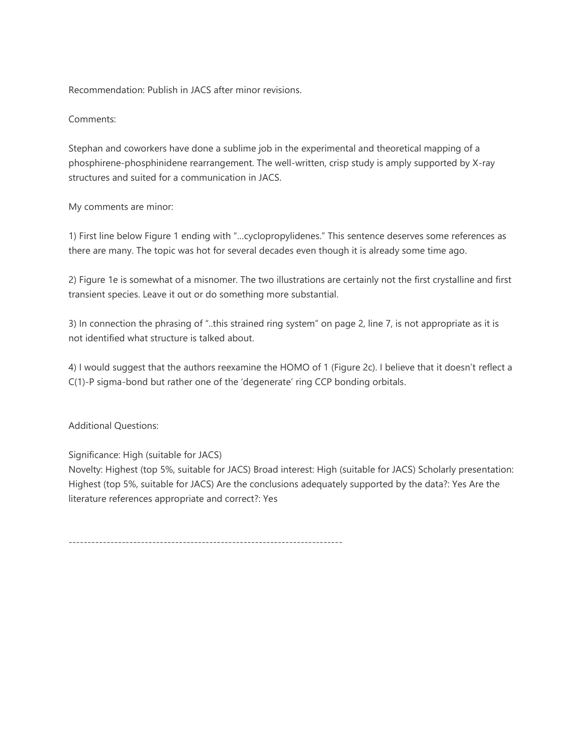Recommendation: Publish in JACS after minor revisions.

Comments:

Stephan and coworkers have done a sublime job in the experimental and theoretical mapping of a phosphirene-phosphinidene rearrangement. The well-written, crisp study is amply supported by X-ray structures and suited for a communication in JACS.

My comments are minor:

1) First line below Figure 1 ending with "…cyclopropylidenes." This sentence deserves some references as there are many. The topic was hot for several decades even though it is already some time ago.

2) Figure 1e is somewhat of a misnomer. The two illustrations are certainly not the first crystalline and first transient species. Leave it out or do something more substantial.

3) In connection the phrasing of "..this strained ring system" on page 2, line 7, is not appropriate as it is not identified what structure is talked about.

4) I would suggest that the authors reexamine the HOMO of 1 (Figure 2c). I believe that it doesn't reflect a C(1)-P sigma-bond but rather one of the 'degenerate' ring CCP bonding orbitals.

Additional Questions:

Significance: High (suitable for JACS)
Novelty: Highest (top 5%, suitable for JACS) Broad interest: High (suitable for JACS) Scholarly presentation: Highest (top 5%, suitable for JACS) Are the conclusions adequately supported by the data?: Yes Are the literature references appropriate and correct?: Yes

------------------------------------------------------------------------